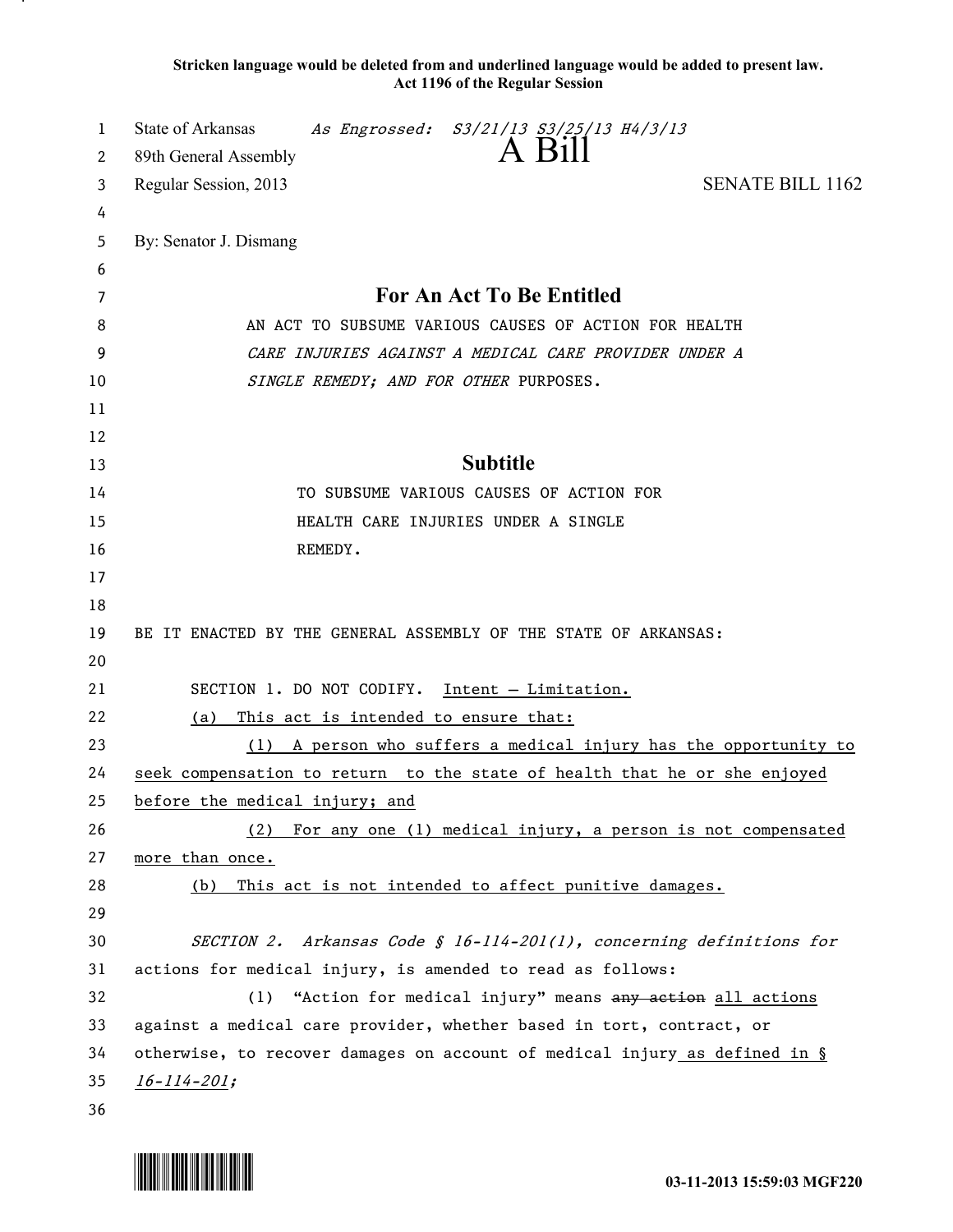**Stricken language would be deleted from and underlined language would be added to present law.**
**Act 1196 of the Regular Session**

State of Arkansas *As Engrossed: S3/21/13 S3/25/13 H4/3/13*
89th General Assembly
# A Bill
Regular Session, 2013 SENATE BILL 1162

By: Senator J. Dismang

## For An Act To Be Entitled

AN ACT TO SUBSUME VARIOUS CAUSES OF ACTION FOR HEALTH *CARE INJURIES AGAINST A MEDICAL CARE PROVIDER UNDER A SINGLE REMEDY; AND FOR OTHER* PURPOSES.

## Subtitle

TO SUBSUME VARIOUS CAUSES OF ACTION FOR HEALTH CARE INJURIES UNDER A SINGLE REMEDY.

BE IT ENACTED BY THE GENERAL ASSEMBLY OF THE STATE OF ARKANSAS:

SECTION 1. DO NOT CODIFY. <u>Intent — Limitation.</u>

<u>(a) This act is intended to ensure that:</u>

<u>(1) A person who suffers a medical injury has the opportunity to seek compensation to return to the state of health that he or she enjoyed before the medical injury; and</u>

<u>(2) For any one (1) medical injury, a person is not compensated more than once.</u>

<u>(b) This act is not intended to affect punitive damages.</u>

*SECTION 2. Arkansas Code § 16-114-201(1), concerning definitions for* actions for medical injury, is amended to read as follows:

(1) "Action for medical injury" means ~~any action~~ <u>all actions</u> against a medical care provider, whether based in tort, contract, or otherwise, to recover damages on account of medical injury<u> as defined in § *16-114-201*</u>;

03-11-2013 15:59:03 MGF220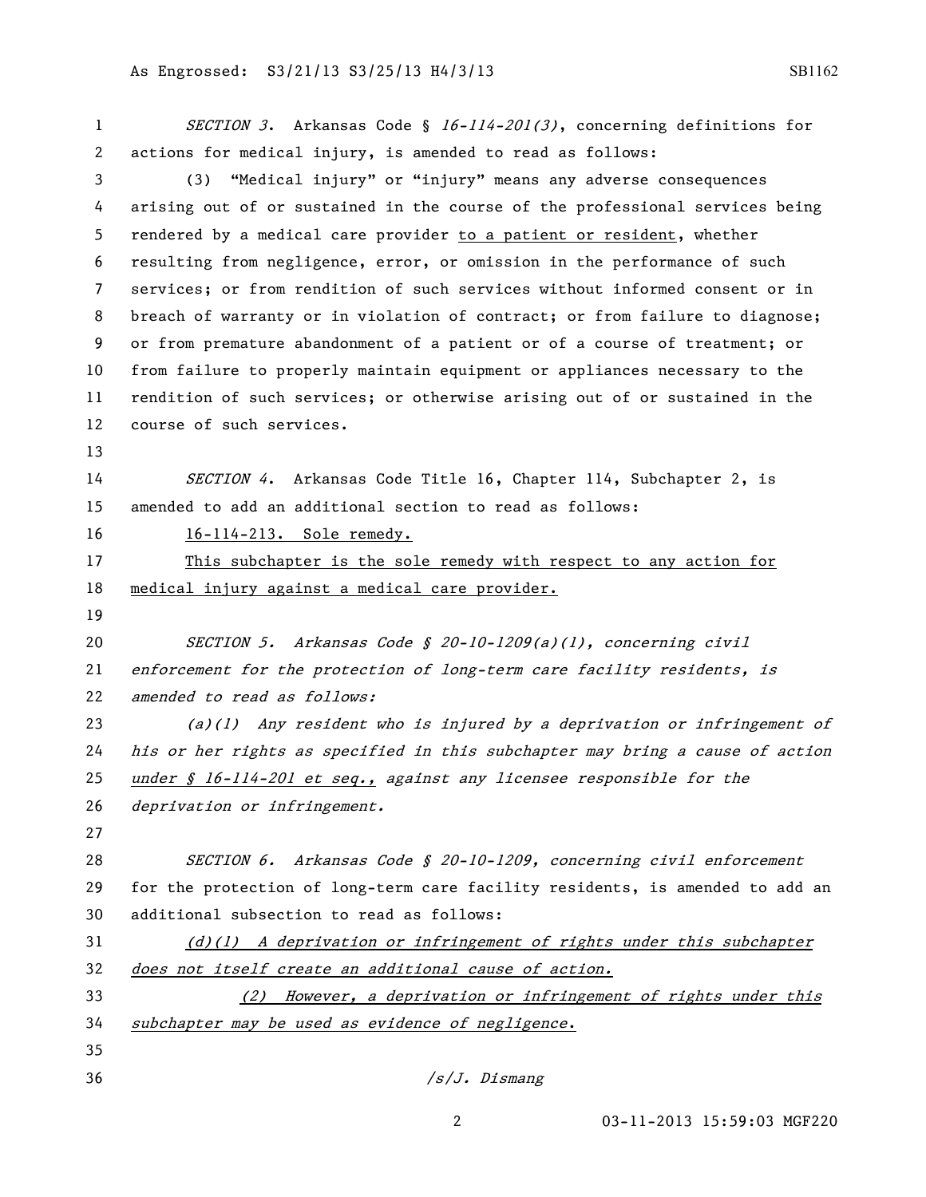*SECTION 3*. Arkansas Code § *16-114-201(3)*, concerning definitions for actions for medical injury, is amended to read as follows:

(3) "Medical injury" or "injury" means any adverse consequences arising out of or sustained in the course of the professional services being rendered by a medical care provider <u>to a patient or resident</u>, whether resulting from negligence, error, or omission in the performance of such services; or from rendition of such services without informed consent or in breach of warranty or in violation of contract; or from failure to diagnose; or from premature abandonment of a patient or of a course of treatment; or from failure to properly maintain equipment or appliances necessary to the rendition of such services; or otherwise arising out of or sustained in the course of such services.

*SECTION 4*. Arkansas Code Title 16, Chapter 114, Subchapter 2, is amended to add an additional section to read as follows:

<u>16-114-213. Sole remedy.</u>

<u>This subchapter is the sole remedy with respect to any action for medical injury against a medical care provider.</u>

*SECTION 5. Arkansas Code § 20-10-1209(a)(1), concerning civil enforcement for the protection of long-term care facility residents, is amended to read as follows:*

*(a)(1) Any resident who is injured by a deprivation or infringement of his or her rights as specified in this subchapter may bring a cause of action <u>under § 16-114-201 et seq.,</u> against any licensee responsible for the deprivation or infringement.*

*SECTION 6. Arkansas Code § 20-10-1209, concerning civil enforcement* for the protection of long-term care facility residents, is amended to add an additional subsection to read as follows:

*<u>(d)(1) A deprivation or infringement of rights under this subchapter does not itself create an additional cause of action.</u>*

*<u>(2) However, a deprivation or infringement of rights under this subchapter may be used as evidence of negligence.</u>*

*/s/J. Dismang*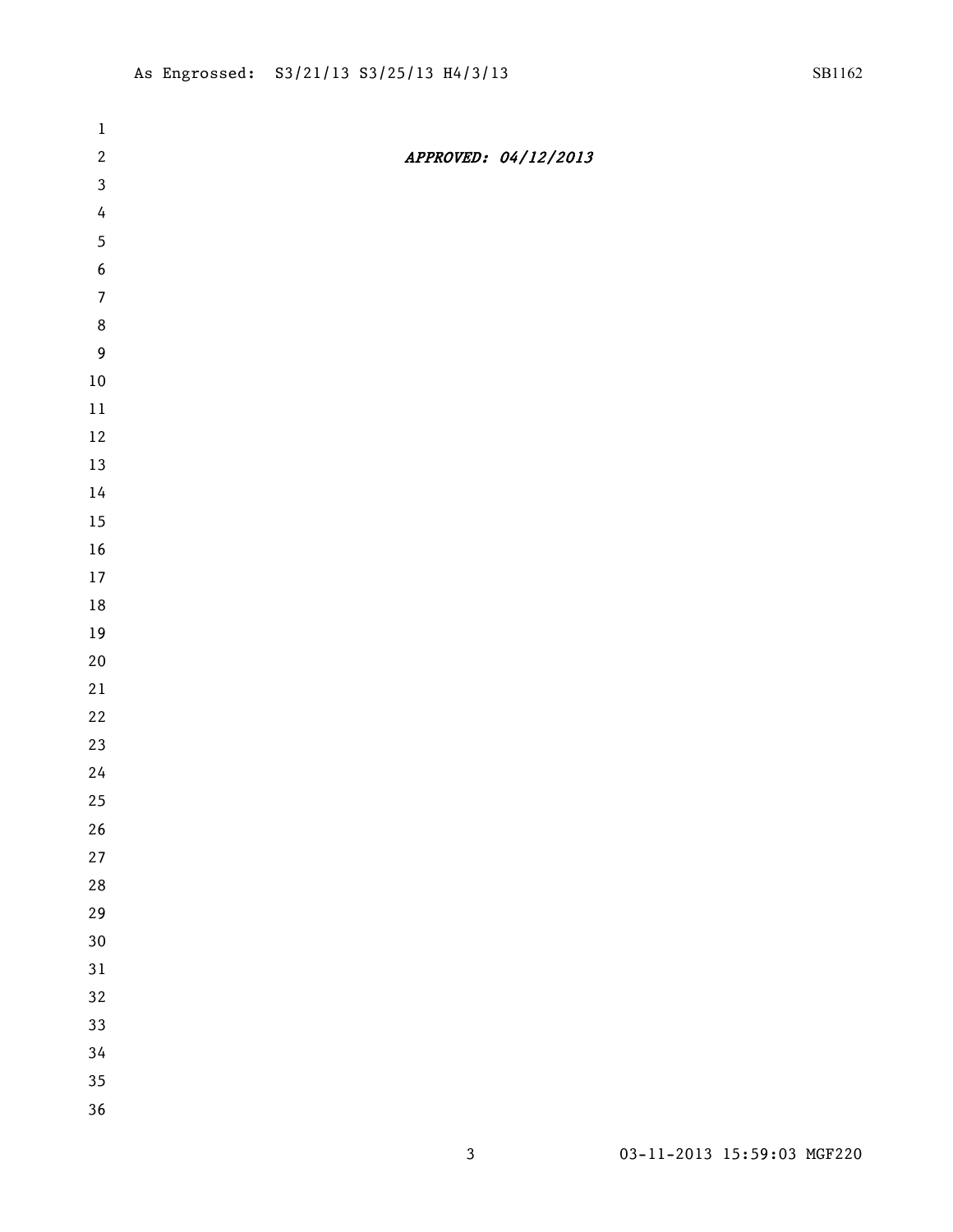*APPROVED: 04/12/2013*